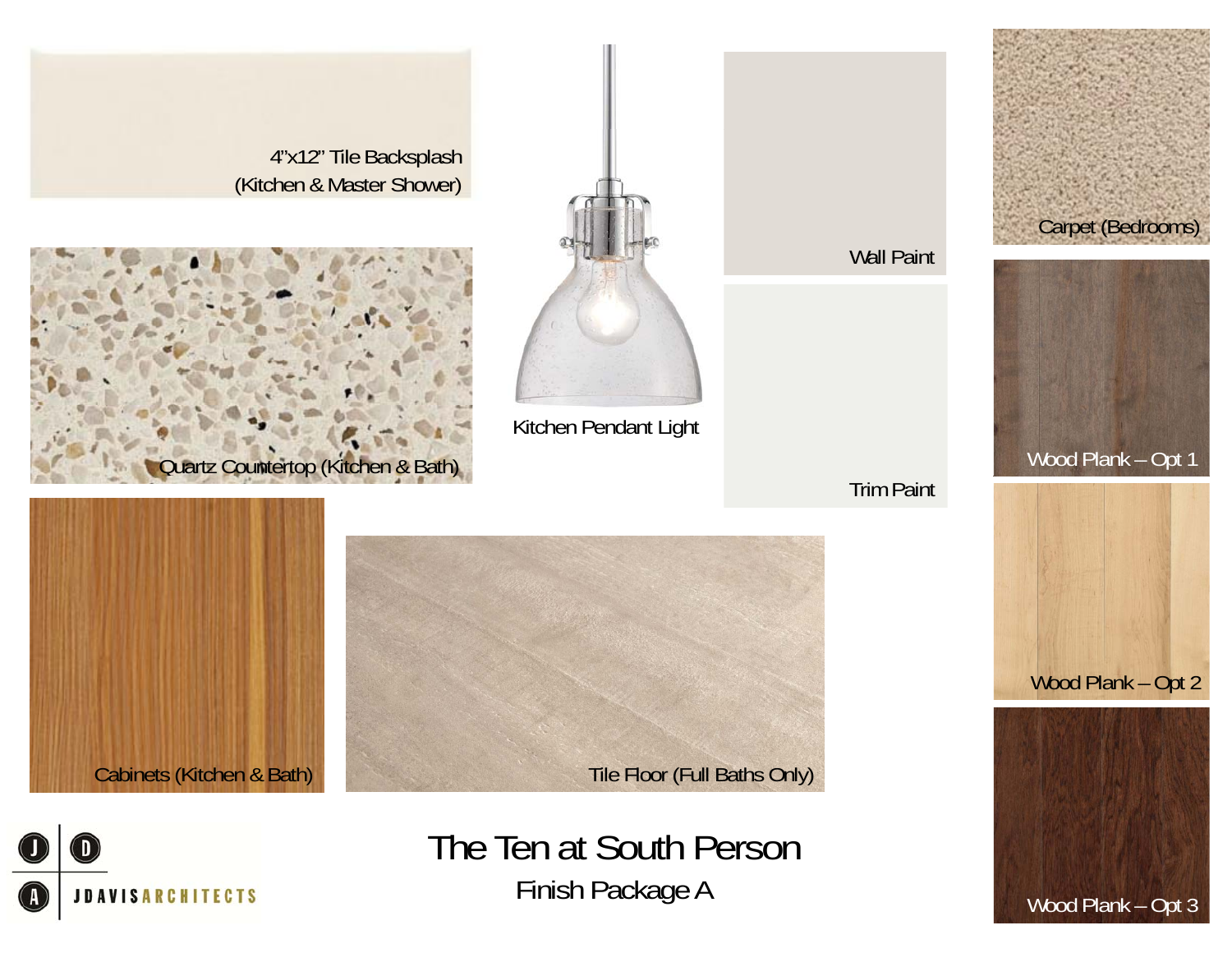# The Ten at South Person

## Finish Package A

4"x12" Tile Backsplash (Kitchen & Master Shower)

Quartz Countertop (Kitchen & Bath)

Kitchen Pendant Light

Wall Paint

Trim Paint

Carpet (Bedrooms)

Wood Plank – Opt 1

Wood Plank – Opt 2

Wood Plank – Opt 3

Cabinets (Kitchen & Bath)

Tile Floor (Full Baths Only)

JDAVISARCHITECTS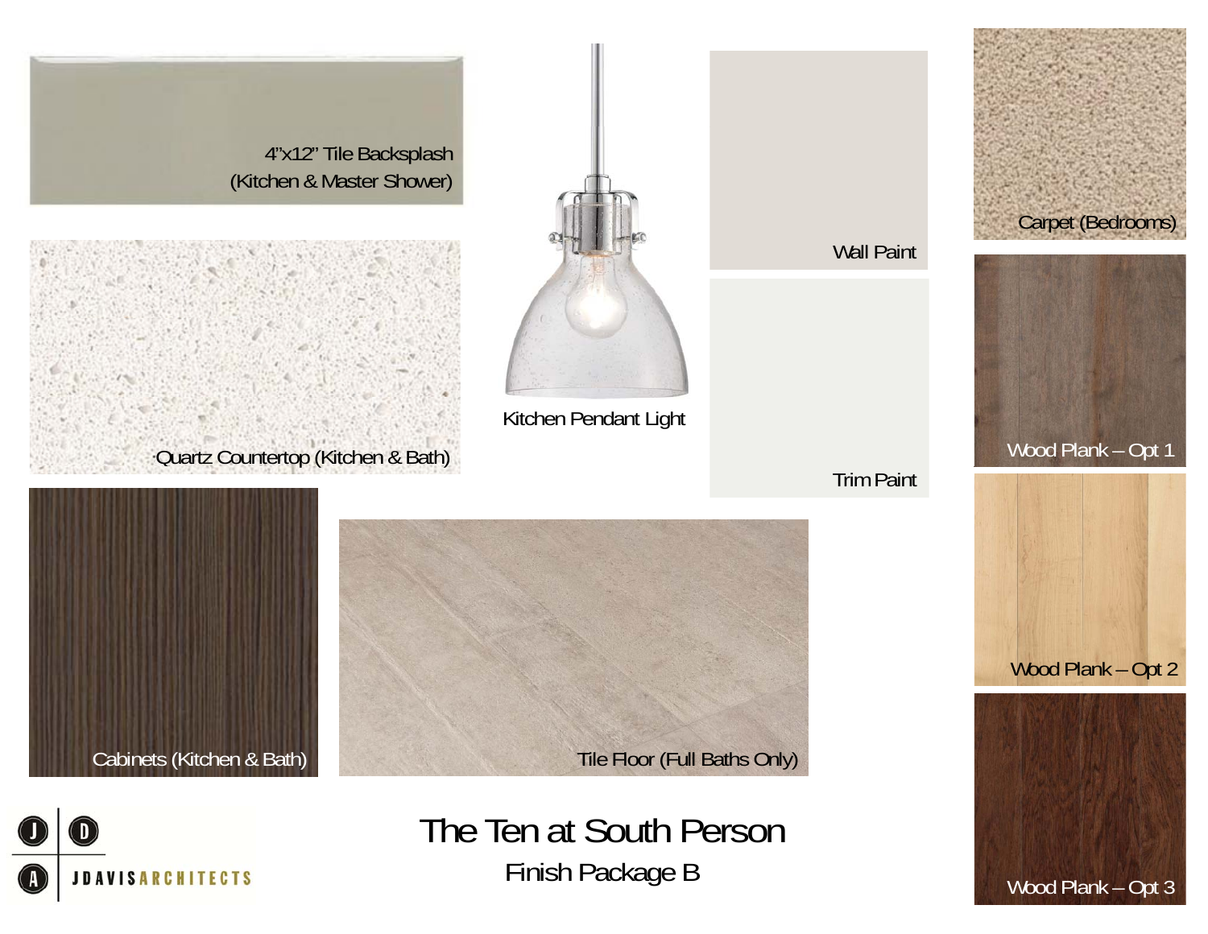# The Ten at South Person

## Finish Package B

4"x12" Tile Backsplash
(Kitchen & Master Shower)

Quartz Countertop (Kitchen & Bath)

Kitchen Pendant Light

Wall Paint

Trim Paint

Carpet (Bedrooms)

Wood Plank – Opt 1

Wood Plank – Opt 2

Wood Plank – Opt 3

Cabinets (Kitchen & Bath)

Tile Floor (Full Baths Only)

JDAVISARCHITECTS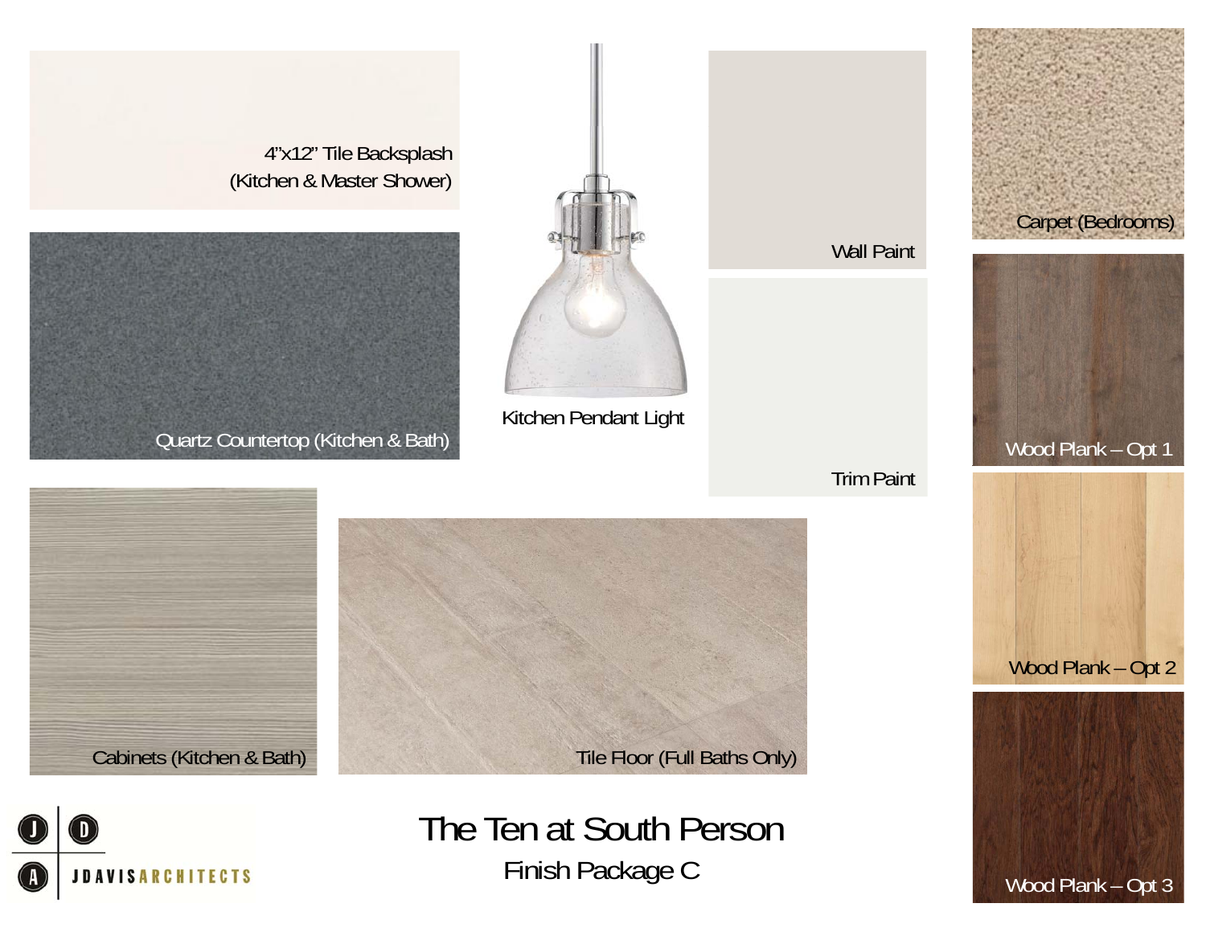4"x12" Tile Backsplash
(Kitchen & Master Shower)

Quartz Countertop (Kitchen & Bath)

Kitchen Pendant Light

Wall Paint

Trim Paint

Carpet (Bedrooms)

Wood Plank – Opt 1

Wood Plank – Opt 2

Wood Plank – Opt 3

Cabinets (Kitchen & Bath)

Tile Floor (Full Baths Only)

JDAVISARCHITECTS

# The Ten at South Person

## Finish Package C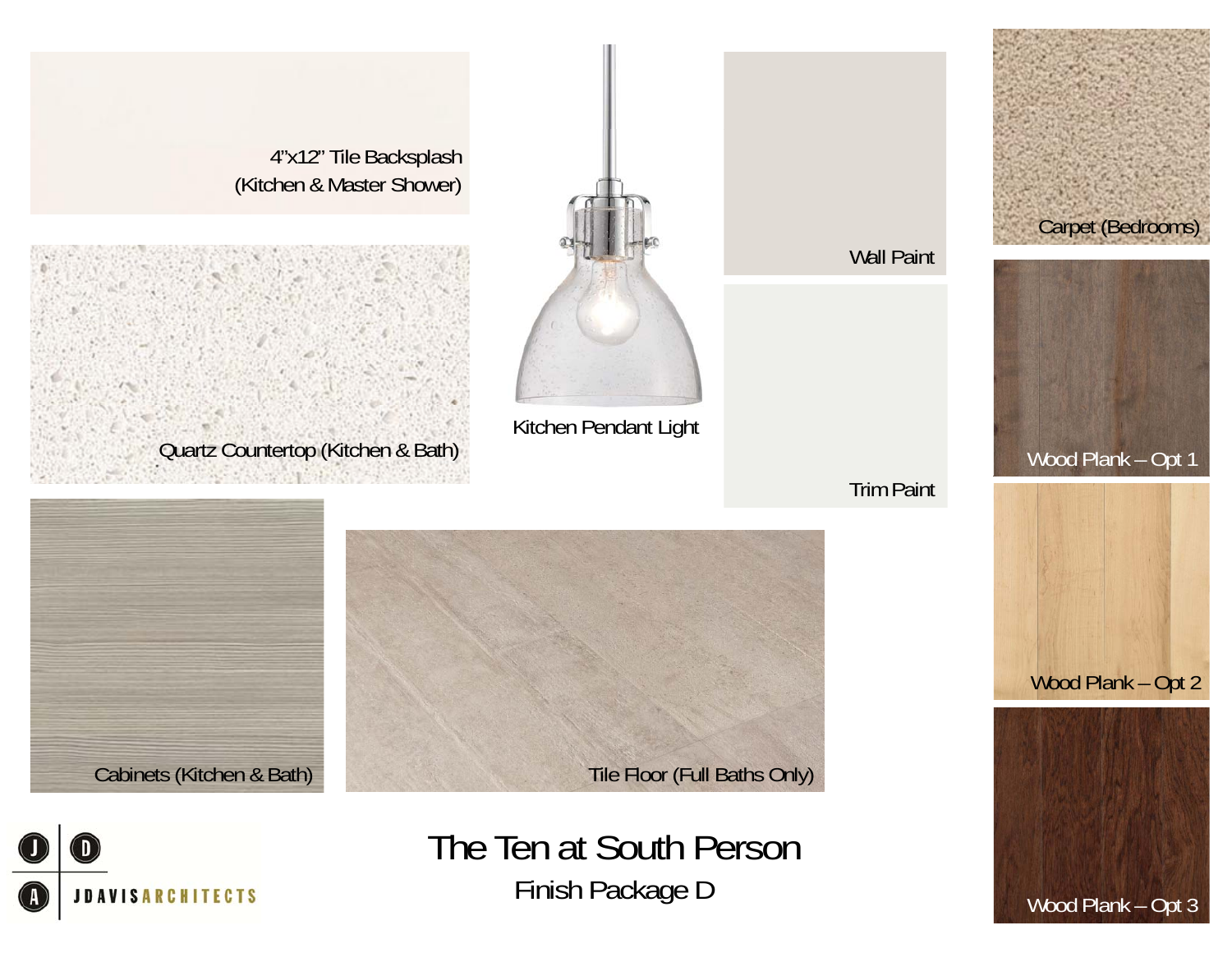# The Ten at South Person

## Finish Package D

4"x12" Tile Backsplash (Kitchen & Master Shower)

Quartz Countertop (Kitchen & Bath)

Kitchen Pendant Light

Wall Paint

Trim Paint

Carpet (Bedrooms)

Wood Plank – Opt 1

Wood Plank – Opt 2

Wood Plank – Opt 3

Cabinets (Kitchen & Bath)

Tile Floor (Full Baths Only)

JDAVISARCHITECTS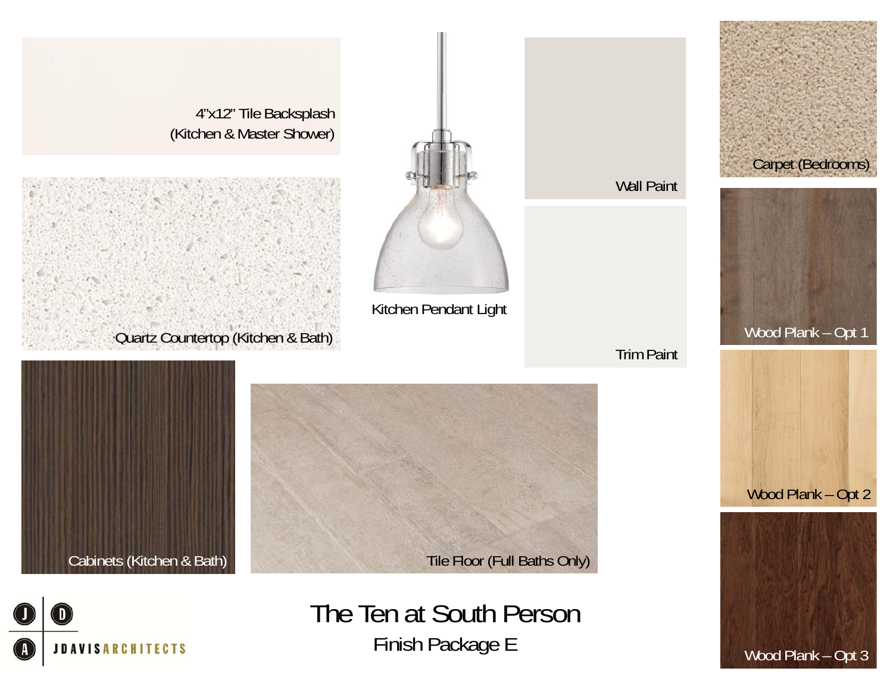4"x12" Tile Backsplash
(Kitchen & Master Shower)

Quartz Countertop (Kitchen & Bath)

Kitchen Pendant Light

Wall Paint

Trim Paint

Carpet (Bedrooms)

Wood Plank – Opt 1

Wood Plank – Opt 2

Wood Plank – Opt 3

Cabinets (Kitchen & Bath)

Tile Floor (Full Baths Only)

JDAVISARCHITECTS

# The Ten at South Person

## Finish Package E